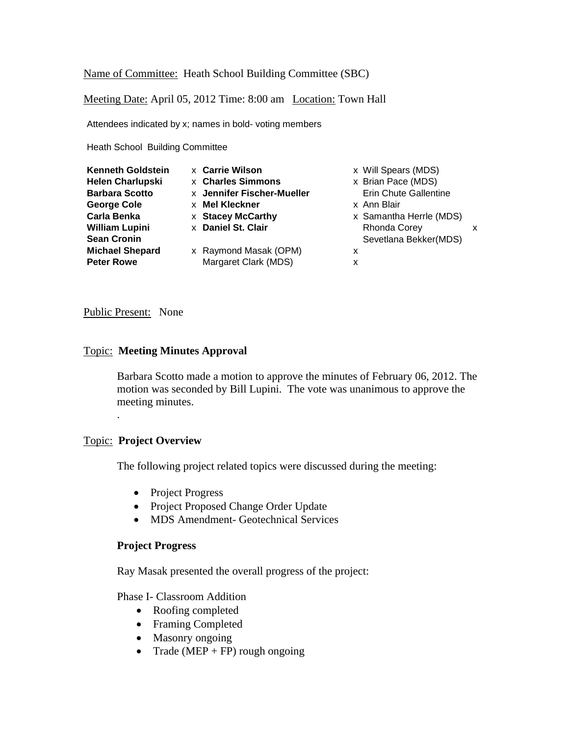Name of Committee: Heath School Building Committee (SBC)

Meeting Date: April 05, 2012 Time: 8:00 am Location: Town Hall

Attendees indicated by x; names in bold- voting members

Heath School Building Committee

| | | |
|---|---|---|
| **Kenneth Goldstein** | x **Carrie Wilson** | x Will Spears (MDS) |
| **Helen Charlupski** | x **Charles Simmons** | x Brian Pace (MDS) |
| **Barbara Scotto** | x **Jennifer Fischer-Mueller** | Erin Chute Gallentine |
| **George Cole** | x **Mel Kleckner** | x Ann Blair |
| **Carla Benka** | x **Stacey McCarthy** | x Samantha Herrle (MDS) |
| **William Lupini** | x **Daniel St. Clair** | Rhonda Corey x |
| **Sean Cronin** | | Sevetlana Bekker(MDS) |
| **Michael Shepard** | x Raymond Masak (OPM) | x |
| **Peter Rowe** | Margaret Clark (MDS) | x |

Public Present: None

## Topic: **Meeting Minutes Approval**

Barbara Scotto made a motion to approve the minutes of February 06, 2012. The motion was seconded by Bill Lupini. The vote was unanimous to approve the meeting minutes.

.

## Topic: **Project Overview**

The following project related topics were discussed during the meeting:

- Project Progress
- Project Proposed Change Order Update
- MDS Amendment- Geotechnical Services

### Project Progress

Ray Masak presented the overall progress of the project:

Phase I- Classroom Addition

- Roofing completed
- Framing Completed
- Masonry ongoing
- Trade (MEP + FP) rough ongoing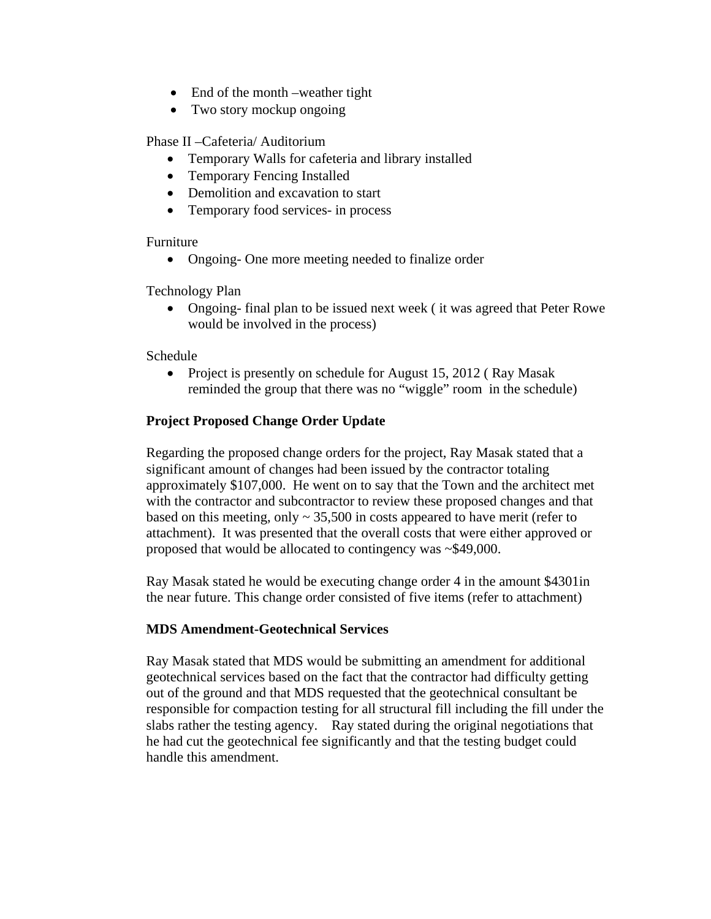- End of the month –weather tight
- Two story mockup ongoing

Phase II –Cafeteria/ Auditorium

- Temporary Walls for cafeteria and library installed
- Temporary Fencing Installed
- Demolition and excavation to start
- Temporary food services- in process

Furniture

- Ongoing- One more meeting needed to finalize order

Technology Plan

- Ongoing- final plan to be issued next week ( it was agreed that Peter Rowe would be involved in the process)

Schedule

- Project is presently on schedule for August 15, 2012 ( Ray Masak reminded the group that there was no "wiggle" room in the schedule)

**Project Proposed Change Order Update**

Regarding the proposed change orders for the project, Ray Masak stated that a significant amount of changes had been issued by the contractor totaling approximately $107,000. He went on to say that the Town and the architect met with the contractor and subcontractor to review these proposed changes and that based on this meeting, only ~ 35,500 in costs appeared to have merit (refer to attachment). It was presented that the overall costs that were either approved or proposed that would be allocated to contingency was ~$49,000.

Ray Masak stated he would be executing change order 4 in the amount $4301in the near future. This change order consisted of five items (refer to attachment)

**MDS Amendment-Geotechnical Services**

Ray Masak stated that MDS would be submitting an amendment for additional geotechnical services based on the fact that the contractor had difficulty getting out of the ground and that MDS requested that the geotechnical consultant be responsible for compaction testing for all structural fill including the fill under the slabs rather the testing agency. Ray stated during the original negotiations that he had cut the geotechnical fee significantly and that the testing budget could handle this amendment.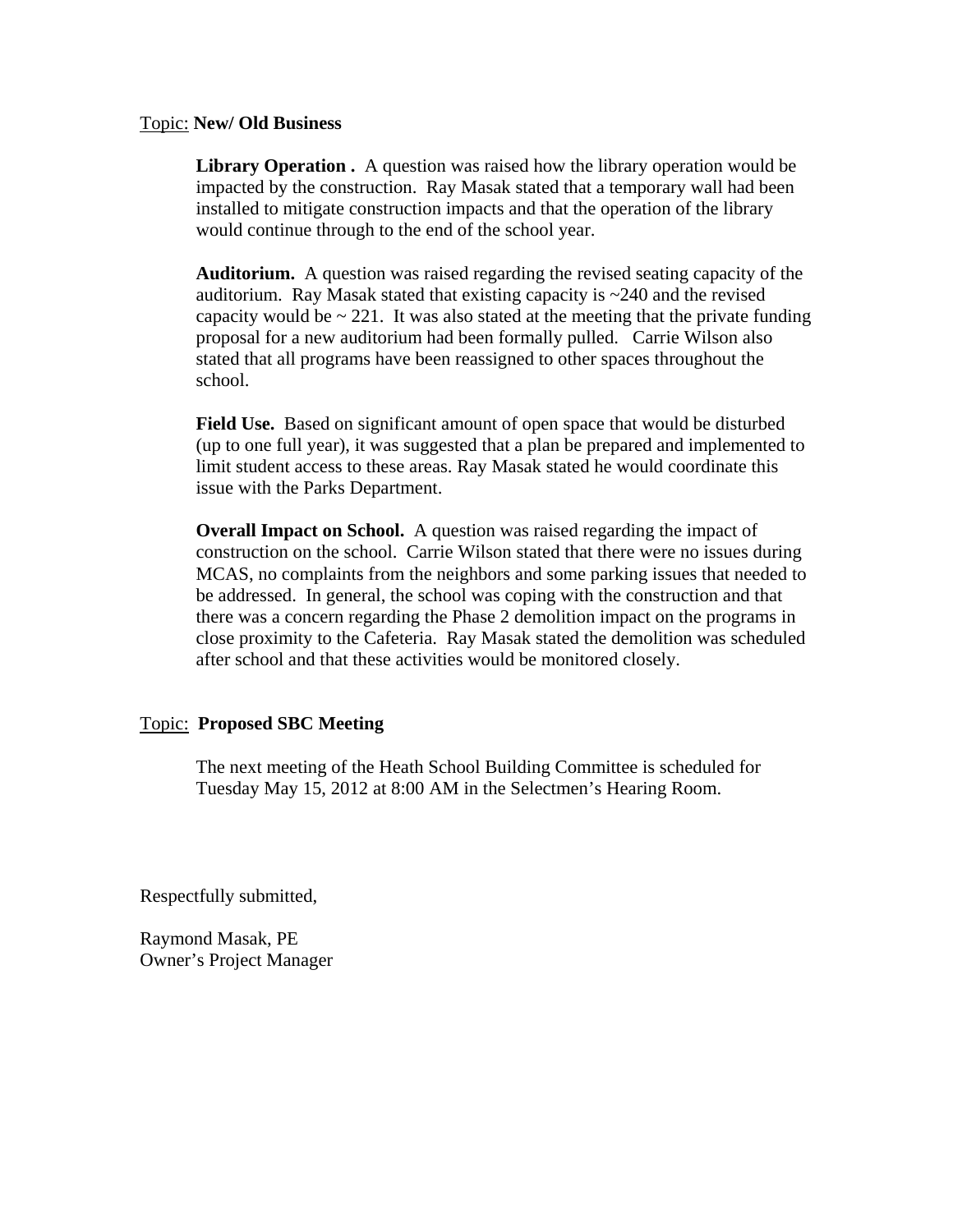Topic: **New/ Old Business**

**Library Operation .** A question was raised how the library operation would be impacted by the construction. Ray Masak stated that a temporary wall had been installed to mitigate construction impacts and that the operation of the library would continue through to the end of the school year.

**Auditorium.** A question was raised regarding the revised seating capacity of the auditorium. Ray Masak stated that existing capacity is ~240 and the revised capacity would be ~ 221. It was also stated at the meeting that the private funding proposal for a new auditorium had been formally pulled. Carrie Wilson also stated that all programs have been reassigned to other spaces throughout the school.

**Field Use.** Based on significant amount of open space that would be disturbed (up to one full year), it was suggested that a plan be prepared and implemented to limit student access to these areas. Ray Masak stated he would coordinate this issue with the Parks Department.

**Overall Impact on School.** A question was raised regarding the impact of construction on the school. Carrie Wilson stated that there were no issues during MCAS, no complaints from the neighbors and some parking issues that needed to be addressed. In general, the school was coping with the construction and that there was a concern regarding the Phase 2 demolition impact on the programs in close proximity to the Cafeteria. Ray Masak stated the demolition was scheduled after school and that these activities would be monitored closely.

Topic: **Proposed SBC Meeting**

The next meeting of the Heath School Building Committee is scheduled for Tuesday May 15, 2012 at 8:00 AM in the Selectmen's Hearing Room.

Respectfully submitted,

Raymond Masak, PE
Owner's Project Manager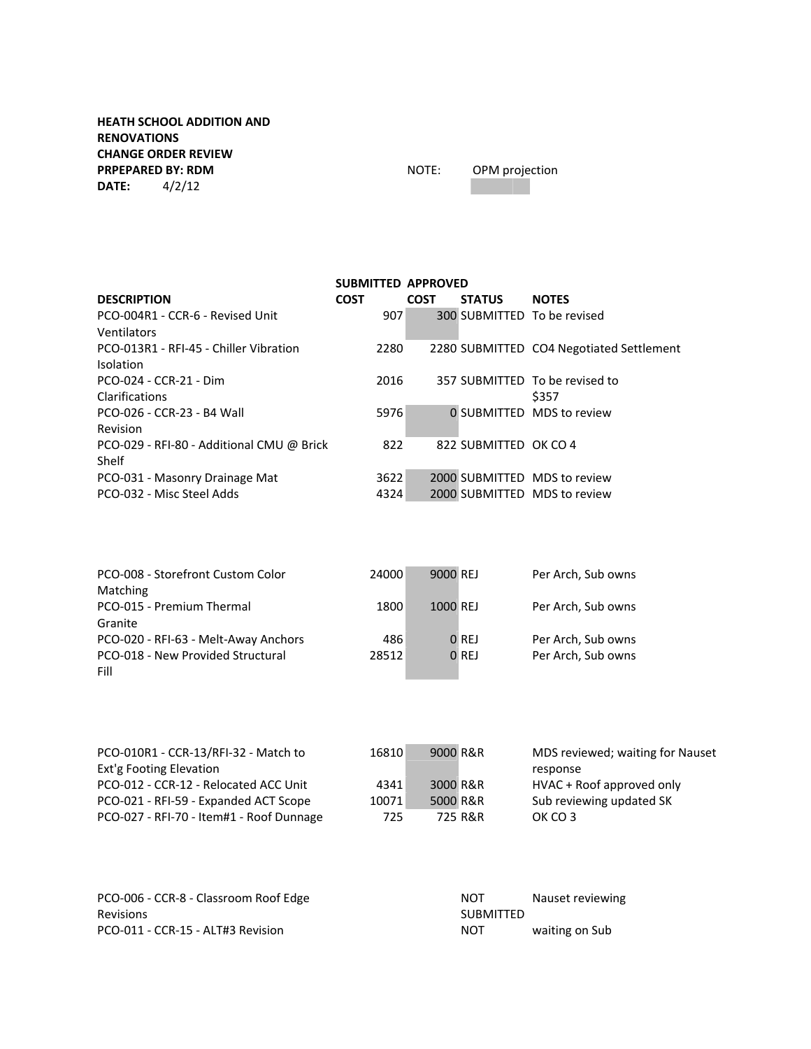**HEATH SCHOOL ADDITION AND RENOVATIONS**
**CHANGE ORDER REVIEW**
**PRPEPARED BY: RDM**
**DATE:** 4/2/12

NOTE: OPM projection

| DESCRIPTION | SUBMITTED COST | APPROVED COST | STATUS | NOTES |
|---|---|---|---|---|
| PCO-004R1 - CCR-6 - Revised Unit Ventilators | 907 | 300 | SUBMITTED | To be revised |
| PCO-013R1 - RFI-45 - Chiller Vibration Isolation | 2280 | 2280 | SUBMITTED | CO4 Negotiated Settlement |
| PCO-024 - CCR-21 - Dim Clarifications | 2016 | 357 | SUBMITTED | To be revised to $357 |
| PCO-026 - CCR-23 - B4 Wall Revision | 5976 | 0 | SUBMITTED | MDS to review |
| PCO-029 - RFI-80 - Additional CMU @ Brick Shelf | 822 | 822 | SUBMITTED | OK CO 4 |
| PCO-031 - Masonry Drainage Mat | 3622 | 2000 | SUBMITTED | MDS to review |
| PCO-032 - Misc Steel Adds | 4324 | 2000 | SUBMITTED | MDS to review |
| | | | | |
| PCO-008 - Storefront Custom Color Matching | 24000 | 9000 | REJ | Per Arch, Sub owns |
| PCO-015 - Premium Thermal Granite | 1800 | 1000 | REJ | Per Arch, Sub owns |
| PCO-020 - RFI-63 - Melt-Away Anchors | 486 | 0 | REJ | Per Arch, Sub owns |
| PCO-018 - New Provided Structural Fill | 28512 | 0 | REJ | Per Arch, Sub owns |
| | | | | |
| PCO-010R1 - CCR-13/RFI-32 - Match to Ext'g Footing Elevation | 16810 | 9000 | R&R | MDS reviewed; waiting for Nauset response |
| PCO-012 - CCR-12 - Relocated ACC Unit | 4341 | 3000 | R&R | HVAC + Roof approved only |
| PCO-021 - RFI-59 - Expanded ACT Scope | 10071 | 5000 | R&R | Sub reviewing updated SK |
| PCO-027 - RFI-70 - Item#1 - Roof Dunnage | 725 | 725 | R&R | OK CO 3 |
| | | | | |
| PCO-006 - CCR-8 - Classroom Roof Edge Revisions | | | NOT SUBMITTED | Nauset reviewing |
| PCO-011 - CCR-15 - ALT#3 Revision | | | NOT | waiting on Sub |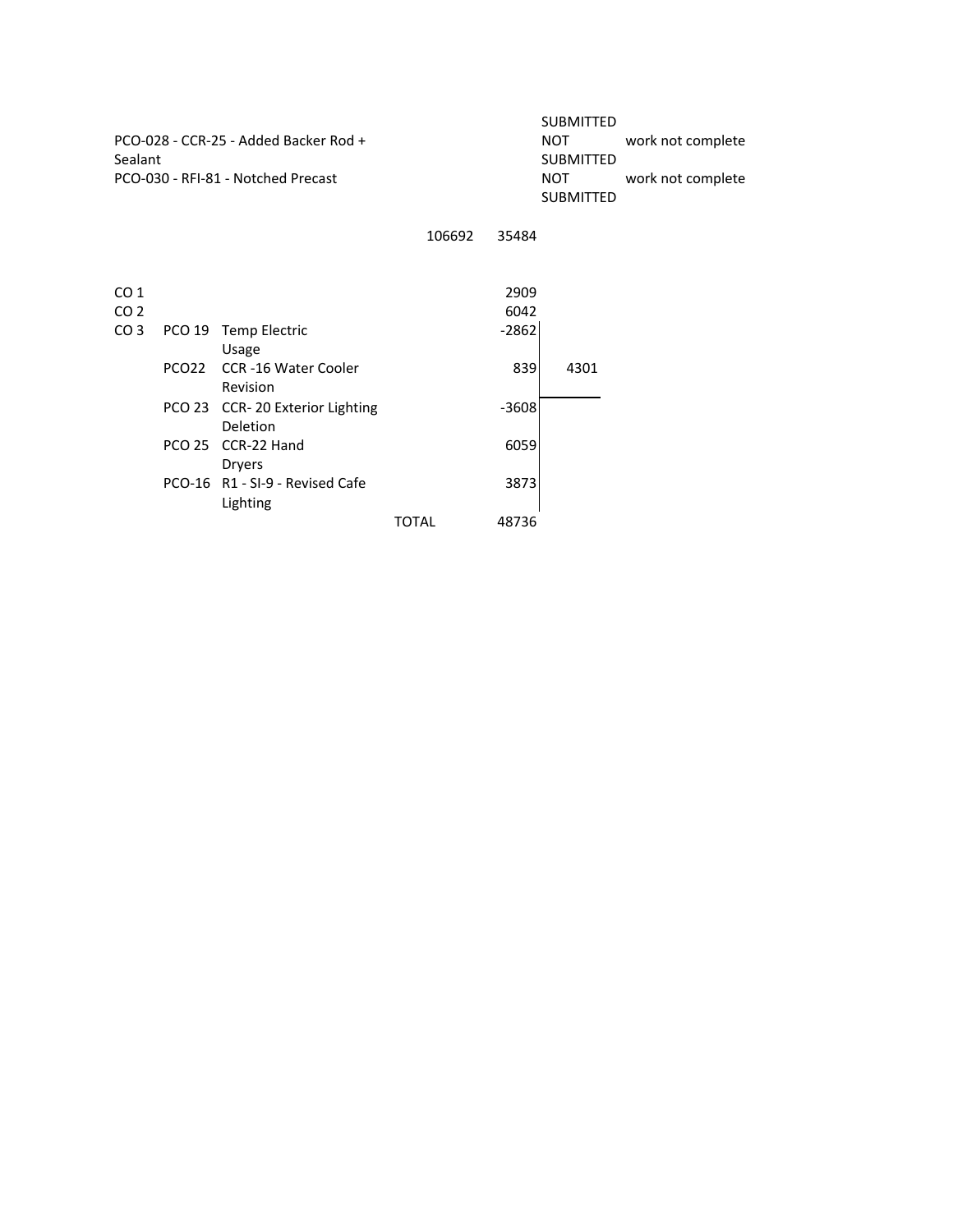| | | | | |
|---|---|---|---|---|
| | | | SUBMITTED | |
| PCO-028 - CCR-25 - Added Backer Rod + Sealant | | | NOT SUBMITTED | work not complete |
| PCO-030 - RFI-81 - Notched Precast | | | NOT SUBMITTED | work not complete |
| | | 106692 | 35484 | |

| | | | | | |
|---|---|---|---|---|---|
| CO 1 | | | | 2909 | |
| CO 2 | | | | 6042 | |
| CO 3 | PCO 19 | Temp Electric Usage | | -2862 | |
| | PCO22 | CCR -16 Water Cooler Revision | | 839 | 4301 |
| | PCO 23 | CCR- 20 Exterior Lighting Deletion | | -3608 | |
| | PCO 25 | CCR-22 Hand Dryers | | 6059 | |
| | PCO-16 | R1 - SI-9 - Revised Cafe Lighting | | 3873 | |
| | | | TOTAL | 48736 | |